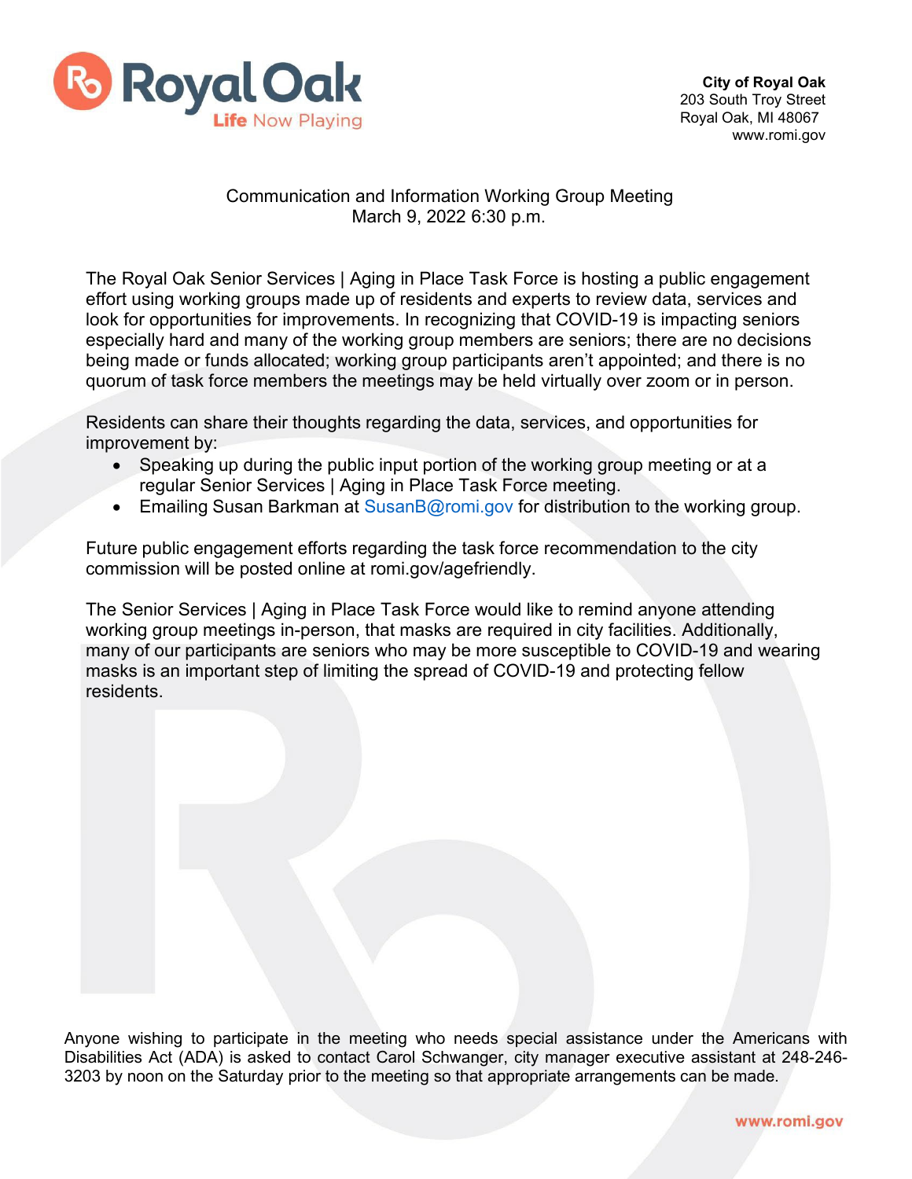**City of Royal Oak**
203 South Troy Street
Royal Oak, MI 48067
www.romi.gov

Communication and Information Working Group Meeting
March 9, 2022 6:30 p.m.

The Royal Oak Senior Services | Aging in Place Task Force is hosting a public engagement effort using working groups made up of residents and experts to review data, services and look for opportunities for improvements. In recognizing that COVID-19 is impacting seniors especially hard and many of the working group members are seniors; there are no decisions being made or funds allocated; working group participants aren't appointed; and there is no quorum of task force members the meetings may be held virtually over zoom or in person.

Residents can share their thoughts regarding the data, services, and opportunities for improvement by:

- Speaking up during the public input portion of the working group meeting or at a regular Senior Services | Aging in Place Task Force meeting.
- Emailing Susan Barkman at SusanB@romi.gov for distribution to the working group.

Future public engagement efforts regarding the task force recommendation to the city commission will be posted online at romi.gov/agefriendly.

The Senior Services | Aging in Place Task Force would like to remind anyone attending working group meetings in-person, that masks are required in city facilities. Additionally, many of our participants are seniors who may be more susceptible to COVID-19 and wearing masks is an important step of limiting the spread of COVID-19 and protecting fellow residents.

Anyone wishing to participate in the meeting who needs special assistance under the Americans with Disabilities Act (ADA) is asked to contact Carol Schwanger, city manager executive assistant at 248-246-3203 by noon on the Saturday prior to the meeting so that appropriate arrangements can be made.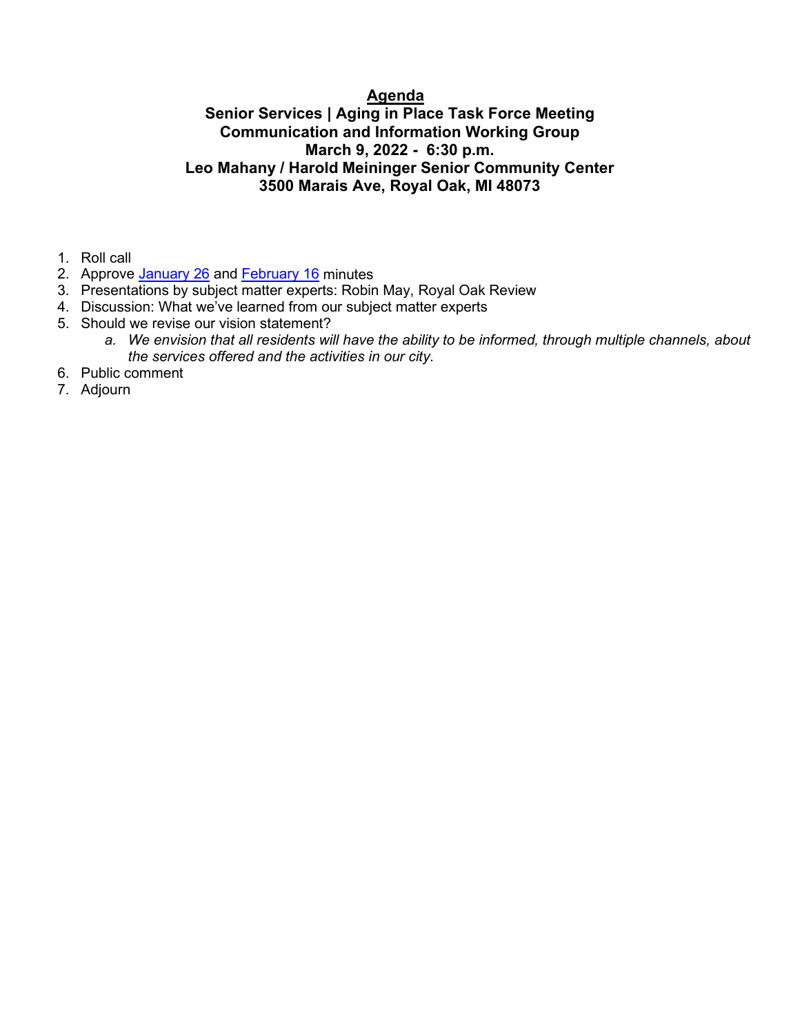# **Agenda**

**Senior Services | Aging in Place Task Force Meeting**
**Communication and Information Working Group**
**March 9, 2022 - 6:30 p.m.**
**Leo Mahany / Harold Meininger Senior Community Center**
**3500 Marais Ave, Royal Oak, MI 48073**

1. Roll call
2. Approve January 26 and February 16 minutes
3. Presentations by subject matter experts: Robin May, Royal Oak Review
4. Discussion: What we've learned from our subject matter experts
5. Should we revise our vision statement?
   a. *We envision that all residents will have the ability to be informed, through multiple channels, about the services offered and the activities in our city.*
6. Public comment
7. Adjourn